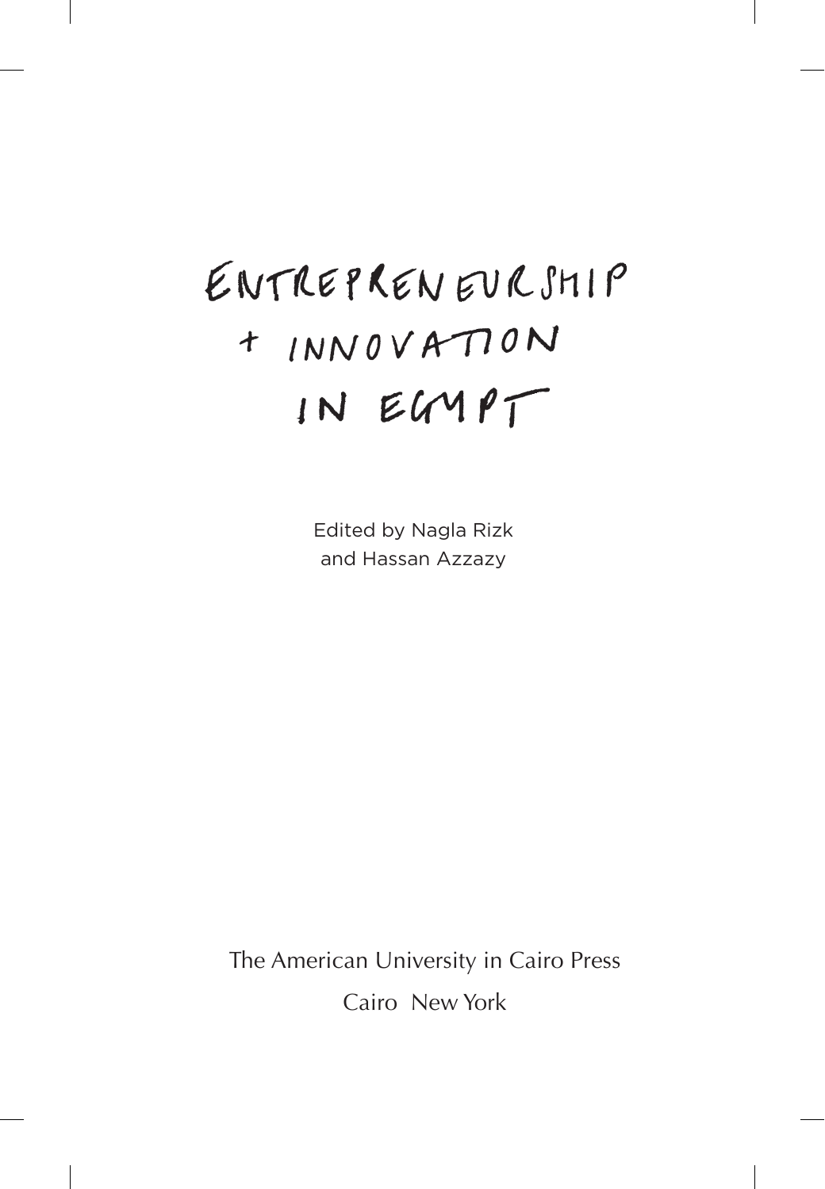# Entrepreneurship + Innovation in Egypt

Edited by Nagla Rizk
and Hassan Azzazy

The American University in Cairo Press
Cairo New York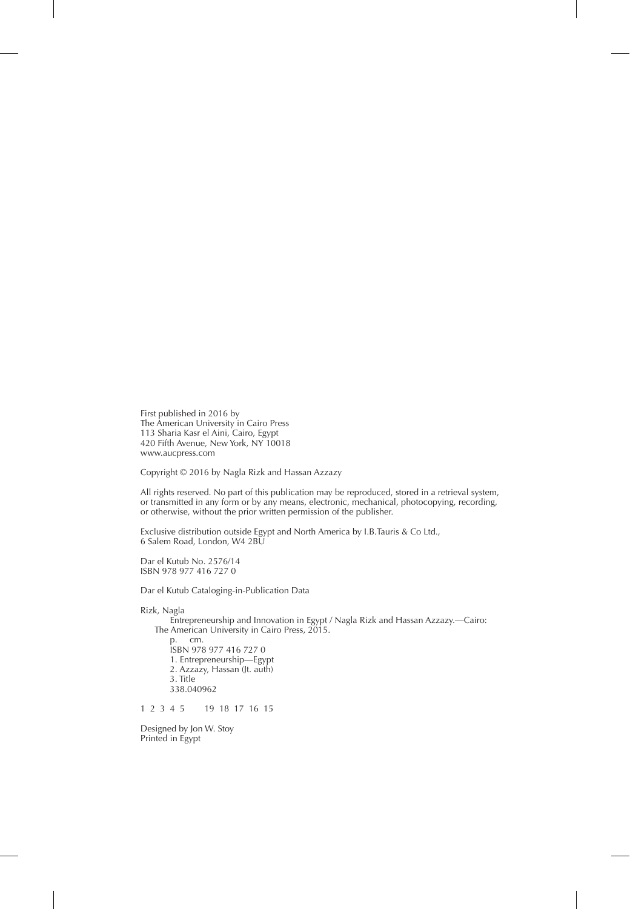First published in 2016 by
The American University in Cairo Press
113 Sharia Kasr el Aini, Cairo, Egypt
420 Fifth Avenue, New York, NY 10018
www.aucpress.com

Copyright © 2016 by Nagla Rizk and Hassan Azzazy

All rights reserved. No part of this publication may be reproduced, stored in a retrieval system, or transmitted in any form or by any means, electronic, mechanical, photocopying, recording, or otherwise, without the prior written permission of the publisher.

Exclusive distribution outside Egypt and North America by I.B.Tauris & Co Ltd.,
6 Salem Road, London, W4 2BU

Dar el Kutub No. 2576/14
ISBN 978 977 416 727 0

Dar el Kutub Cataloging-in-Publication Data

Rizk, Nagla
Entrepreneurship and Innovation in Egypt / Nagla Rizk and Hassan Azzazy.—Cairo: The American University in Cairo Press, 2015.
p. cm.
ISBN 978 977 416 727 0
1. Entrepreneurship—Egypt
2. Azzazy, Hassan (Jt. auth)
3. Title
338.040962

1 2 3 4 5 19 18 17 16 15

Designed by Jon W. Stoy
Printed in Egypt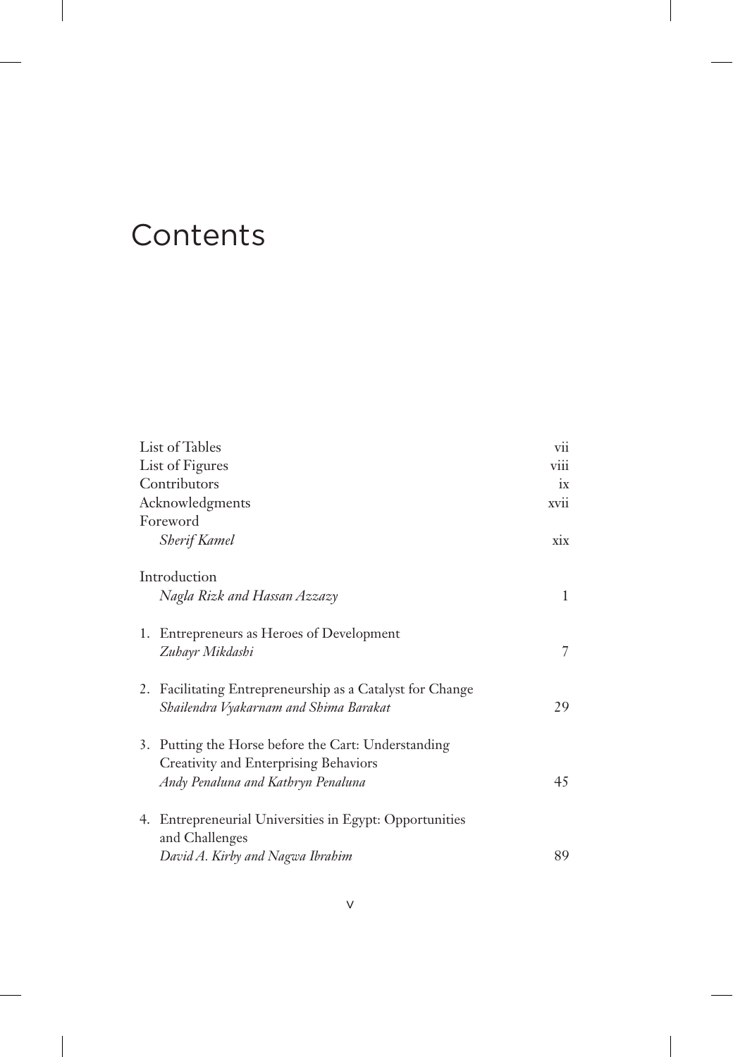# Contents

| | |
|---|---|
| List of Tables | vii |
| List of Figures | viii |
| Contributors | ix |
| Acknowledgments | xvii |
| Foreword<br>*Sherif Kamel* | xix |
| Introduction<br>*Nagla Rizk and Hassan Azzazy* | 1 |
| 1. Entrepreneurs as Heroes of Development<br>*Zuhayr Mikdashi* | 7 |
| 2. Facilitating Entrepreneurship as a Catalyst for Change<br>*Shailendra Vyakarnam and Shima Barakat* | 29 |
| 3. Putting the Horse before the Cart: Understanding Creativity and Enterprising Behaviors<br>*Andy Penaluna and Kathryn Penaluna* | 45 |
| 4. Entrepreneurial Universities in Egypt: Opportunities and Challenges<br>*David A. Kirby and Nagwa Ibrahim* | 89 |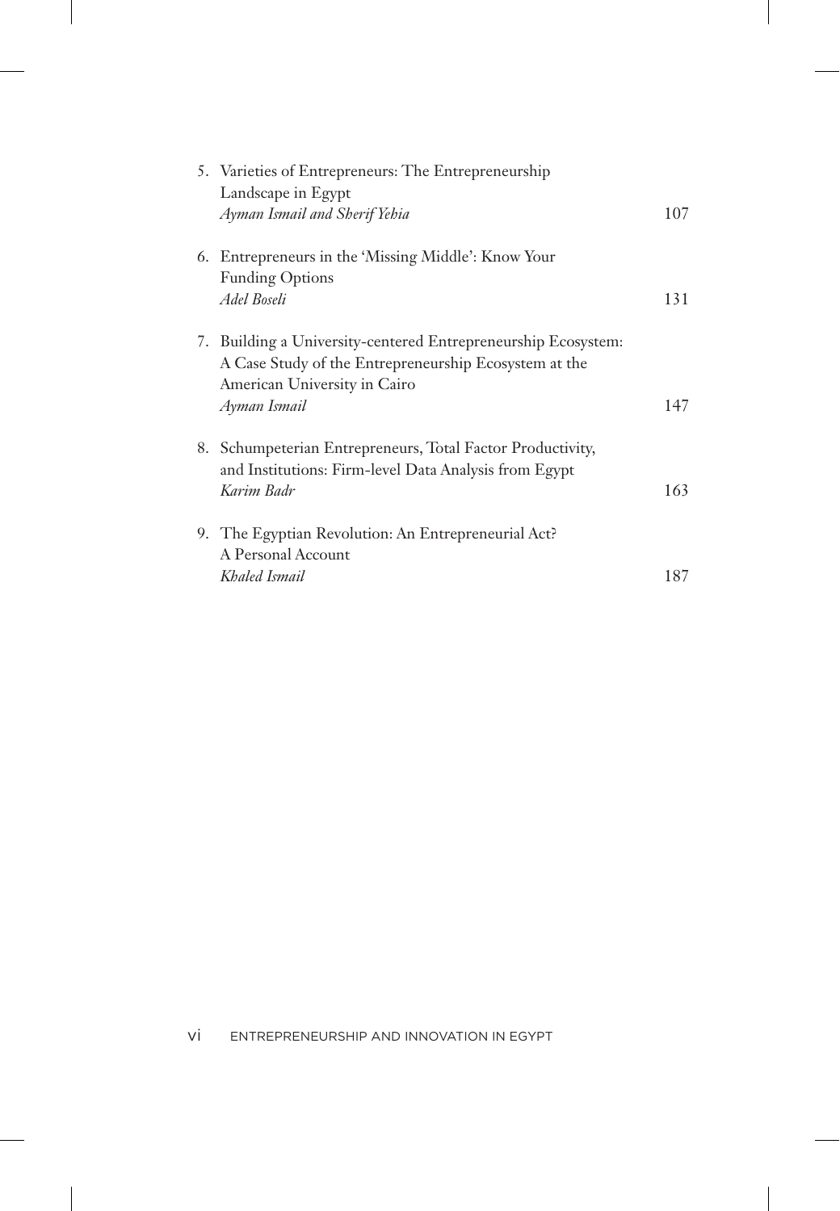5. Varieties of Entrepreneurs: The Entrepreneurship Landscape in Egypt
   *Ayman Ismail and Sherif Yehia* — 107

6. Entrepreneurs in the 'Missing Middle': Know Your Funding Options
   *Adel Boseli* — 131

7. Building a University-centered Entrepreneurship Ecosystem: A Case Study of the Entrepreneurship Ecosystem at the American University in Cairo
   *Ayman Ismail* — 147

8. Schumpeterian Entrepreneurs, Total Factor Productivity, and Institutions: Firm-level Data Analysis from Egypt
   *Karim Badr* — 163

9. The Egyptian Revolution: An Entrepreneurial Act? A Personal Account
   *Khaled Ismail* — 187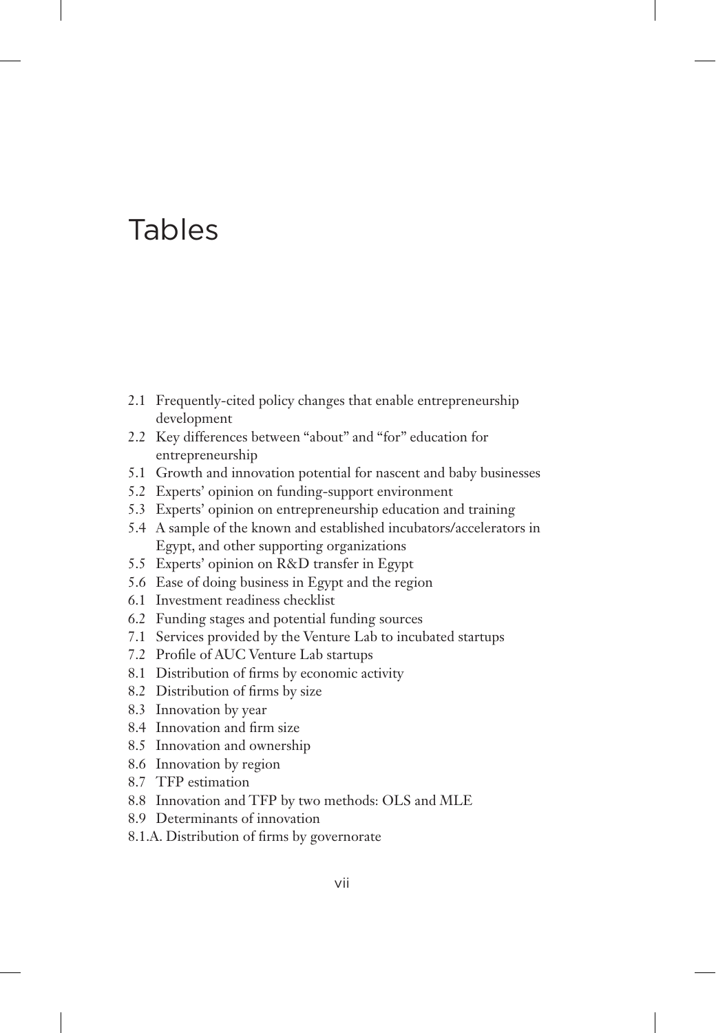# Tables

2.1 Frequently-cited policy changes that enable entrepreneurship development
2.2 Key differences between "about" and "for" education for entrepreneurship
5.1 Growth and innovation potential for nascent and baby businesses
5.2 Experts' opinion on funding-support environment
5.3 Experts' opinion on entrepreneurship education and training
5.4 A sample of the known and established incubators/accelerators in Egypt, and other supporting organizations
5.5 Experts' opinion on R&D transfer in Egypt
5.6 Ease of doing business in Egypt and the region
6.1 Investment readiness checklist
6.2 Funding stages and potential funding sources
7.1 Services provided by the Venture Lab to incubated startups
7.2 Profile of AUC Venture Lab startups
8.1 Distribution of firms by economic activity
8.2 Distribution of firms by size
8.3 Innovation by year
8.4 Innovation and firm size
8.5 Innovation and ownership
8.6 Innovation by region
8.7 TFP estimation
8.8 Innovation and TFP by two methods: OLS and MLE
8.9 Determinants of innovation
8.1.A. Distribution of firms by governorate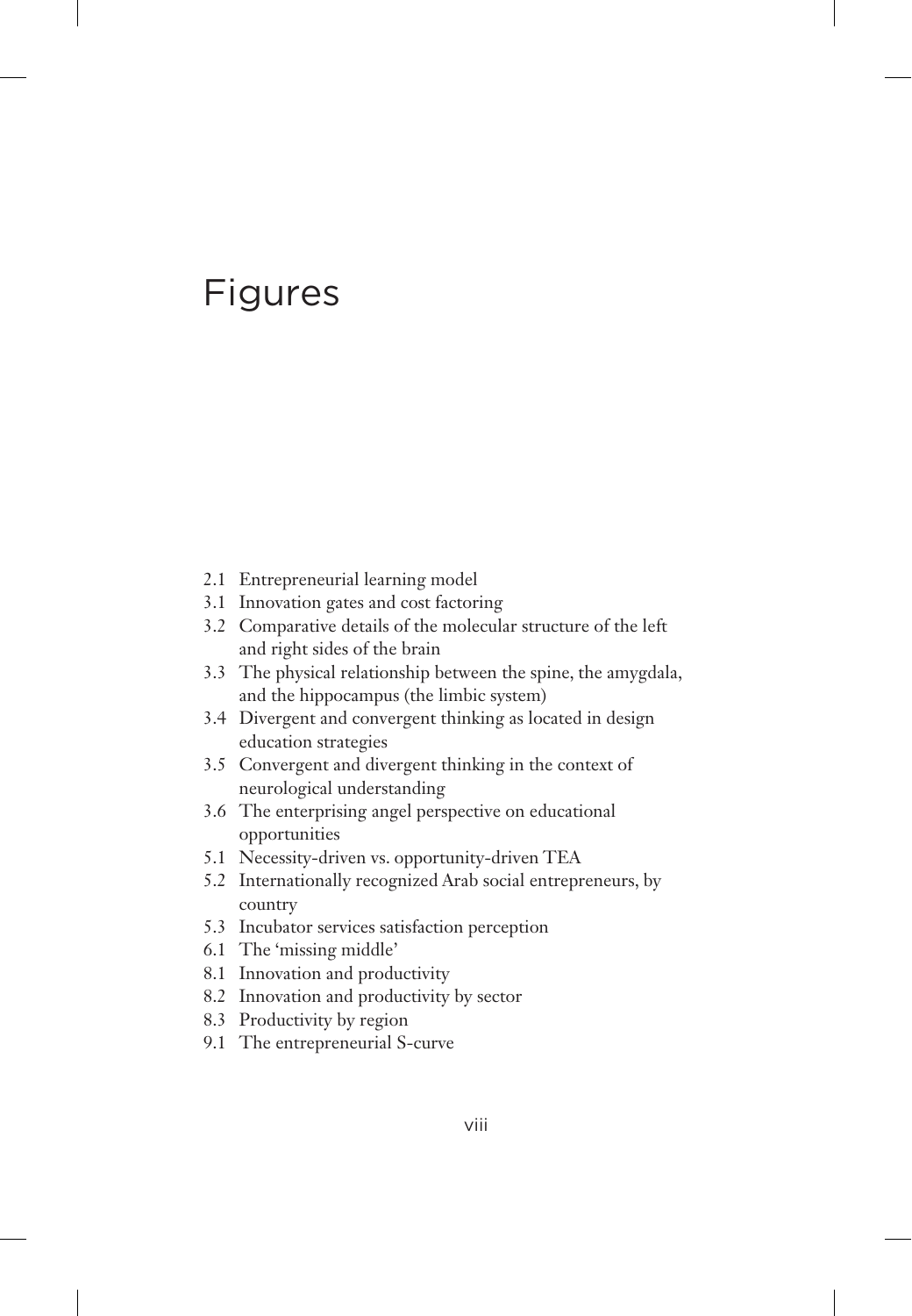# Figures

2.1 Entrepreneurial learning model

3.1 Innovation gates and cost factoring

3.2 Comparative details of the molecular structure of the left and right sides of the brain

3.3 The physical relationship between the spine, the amygdala, and the hippocampus (the limbic system)

3.4 Divergent and convergent thinking as located in design education strategies

3.5 Convergent and divergent thinking in the context of neurological understanding

3.6 The enterprising angel perspective on educational opportunities

5.1 Necessity-driven vs. opportunity-driven TEA

5.2 Internationally recognized Arab social entrepreneurs, by country

5.3 Incubator services satisfaction perception

6.1 The 'missing middle'

8.1 Innovation and productivity

8.2 Innovation and productivity by sector

8.3 Productivity by region

9.1 The entrepreneurial S-curve